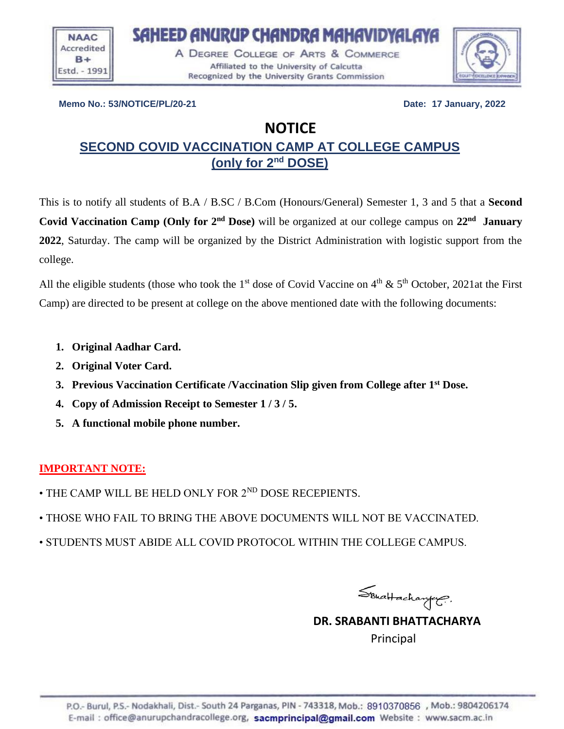NAAC Accredited B+ Estd. - 1991

# SAHEED ANURUP CHANDRA MAHAVIDYALAYA

A DEGREE COLLEGE OF ARTS & COMMERCE
Affiliated to the University of Calcutta
Recognized by the University Grants Commission

**Memo No.: 53/NOTICE/PL/20-21** **Date: 17 January, 2022**

## NOTICE

## SECOND COVID VACCINATION CAMP AT COLLEGE CAMPUS (only for 2nd DOSE)

This is to notify all students of B.A / B.SC / B.Com (Honours/General) Semester 1, 3 and 5 that a **Second Covid Vaccination Camp (Only for 2nd Dose)** will be organized at our college campus on **22nd January 2022**, Saturday. The camp will be organized by the District Administration with logistic support from the college.

All the eligible students (those who took the 1st dose of Covid Vaccine on 4th & 5th October, 2021at the First Camp) are directed to be present at college on the above mentioned date with the following documents:

1. **Original Aadhar Card.**
2. **Original Voter Card.**
3. **Previous Vaccination Certificate /Vaccination Slip given from College after 1st Dose.**
4. **Copy of Admission Receipt to Semester 1 / 3 / 5.**
5. **A functional mobile phone number.**

**IMPORTANT NOTE:**

- THE CAMP WILL BE HELD ONLY FOR 2ND DOSE RECEPIENTS.
- THOSE WHO FAIL TO BRING THE ABOVE DOCUMENTS WILL NOT BE VACCINATED.
- STUDENTS MUST ABIDE ALL COVID PROTOCOL WITHIN THE COLLEGE CAMPUS.

S. Bhattacharya

**DR. SRABANTI BHATTACHARYA**
Principal

P.O.- Burul, P.S.- Nodakhali, Dist.- South 24 Parganas, PIN - 743318, Mob.: 8910370856 , Mob.: 9804206174
E-mail : office@anurupchandracollege.org, sacmprincipal@gmail.com Website : www.sacm.ac.in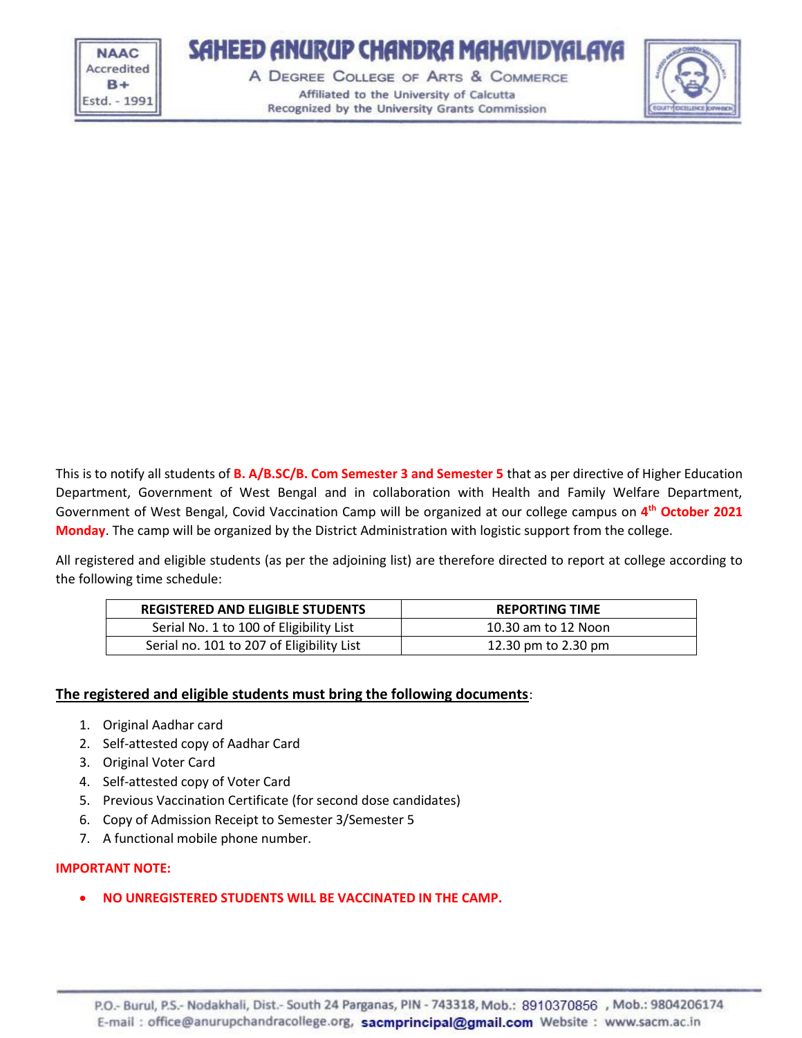This is to notify all students of **B. A/B.SC/B. Com Semester 3 and Semester 5** that as per directive of Higher Education Department, Government of West Bengal and in collaboration with Health and Family Welfare Department, Government of West Bengal, Covid Vaccination Camp will be organized at our college campus on **4th October 2021 Monday**. The camp will be organized by the District Administration with logistic support from the college.

All registered and eligible students (as per the adjoining list) are therefore directed to report at college according to the following time schedule:

| REGISTERED AND ELIGIBLE STUDENTS | REPORTING TIME |
|---|---|
| Serial No. 1 to 100 of Eligibility List | 10.30 am to 12 Noon |
| Serial no. 101 to 207 of Eligibility List | 12.30 pm to 2.30 pm |

**The registered and eligible students must bring the following documents**:

1. Original Aadhar card
2. Self-attested copy of Aadhar Card
3. Original Voter Card
4. Self-attested copy of Voter Card
5. Previous Vaccination Certificate (for second dose candidates)
6. Copy of Admission Receipt to Semester 3/Semester 5
7. A functional mobile phone number.

**IMPORTANT NOTE:**

- **NO UNREGISTERED STUDENTS WILL BE VACCINATED IN THE CAMP.**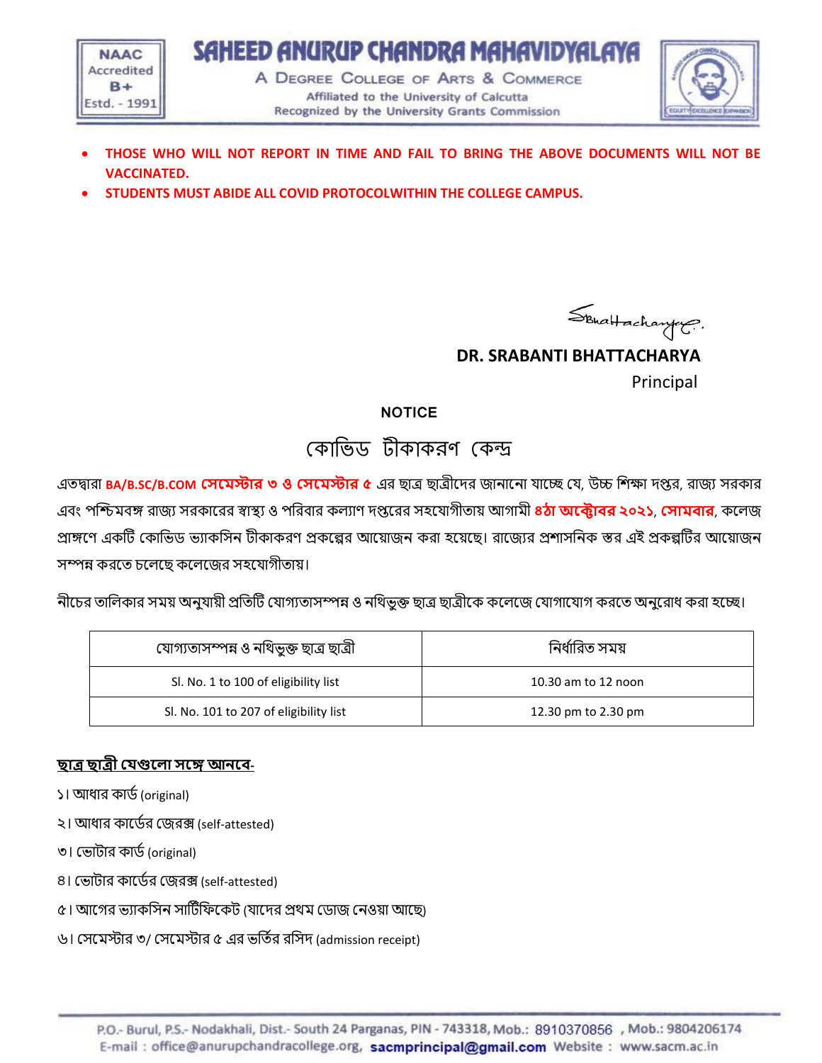# SAHEED ANURUP CHANDRA MAHAVIDYALAYA

NAAC Accredited B+ Estd. - 1991

A Degree College of Arts & Commerce
Affiliated to the University of Calcutta
Recognized by the University Grants Commission

- **THOSE WHO WILL NOT REPORT IN TIME AND FAIL TO BRING THE ABOVE DOCUMENTS WILL NOT BE VACCINATED.**
- **STUDENTS MUST ABIDE ALL COVID PROTOCOLWITHIN THE COLLEGE CAMPUS.**

**DR. SRABANTI BHATTACHARYA**
Principal

**NOTICE**

## কোভিড টীকাকরণ কেন্দ্র

এতদ্বারা **BA/B.SC/B.COM সেমেস্টার ৩ ও সেমেস্টার ৫** এর ছাত্র ছাত্রীদের জানানো যাচ্ছে যে, উচ্চ শিক্ষা দপ্তর, রাজ্য সরকার এবং পশ্চিমবঙ্গ রাজ্য সরকারের স্বাস্থ্য ও পরিবার কল্যাণ দপ্তরের সহযোগীতায় আগামী **৪ঠা অক্টোবর ২০২১**, **সোমবার**, কলেজ প্রাঙ্গণে একটি কোভিড ভ্যাকসিন টীকাকরণ প্রকল্পের আয়োজন করা হয়েছে। রাজ্যের প্রশাসনিক স্তর এই প্রকল্পটির আয়োজন সম্পন্ন করতে চলেছে কলেজের সহযোগীতায়।

নীচের তালিকার সময় অনুযায়ী প্রতিটি যোগ্যতাসম্পন্ন ও নথিভুক্ত ছাত্র ছাত্রীকে কলেজে যোগাযোগ করতে অনুরোধ করা হচ্ছে।

| যোগ্যতাসম্পন্ন ও নথিভুক্ত ছাত্র ছাত্রী | নির্ধারিত সময় |
|---|---|
| Sl. No. 1 to 100 of eligibility list | 10.30 am to 12 noon |
| Sl. No. 101 to 207 of eligibility list | 12.30 pm to 2.30 pm |

**ছাত্র ছাত্রী যেগুলো সঙ্গে আনবে-**

১। আধার কার্ড (original)

২। আধার কার্ডের জেরক্স (self-attested)

৩। ভোটার কার্ড (original)

৪। ভোটার কার্ডের জেরক্স (self-attested)

৫। আগের ভ্যাকসিন সার্টিফিকেট (যাদের প্রথম ডোজ নেওয়া আছে)

৬। সেমেস্টার ৩/ সেমেস্টার ৫ এর ভর্তির রসিদ (admission receipt)

P.O.- Burul, P.S.- Nodakhali, Dist.- South 24 Parganas, PIN - 743318, Mob.: 8910370856 , Mob.: 9804206174
E-mail : office@anurupchandracollege.org, sacmprincipal@gmail.com Website : www.sacm.ac.in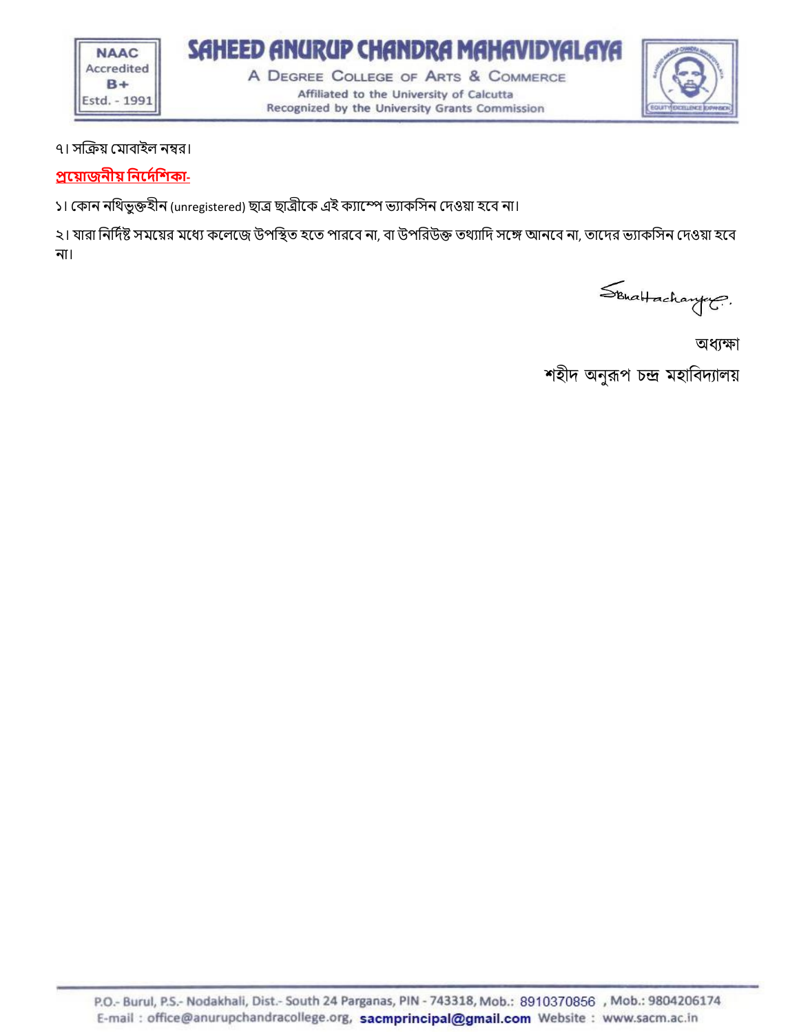৭। সক্রিয় মোবাইল নম্বর।

**প্রয়োজনীয় নির্দেশিকা-**

১। কোন নথিভুক্তহীন (unregistered) ছাত্র ছাত্রীকে এই ক্যাম্পে ভ্যাকসিন দেওয়া হবে না।

২। যারা নির্দিষ্ট সময়ের মধ্যে কলেজে উপস্থিত হতে পারবে না, বা উপরিউক্ত তথ্যাদি সঙ্গে আনবে না, তাদের ভ্যাকসিন দেওয়া হবে না।

S Bhattacharyya

অধ্যক্ষা

শহীদ অনুরূপ চন্দ্র মহাবিদ্যালয়